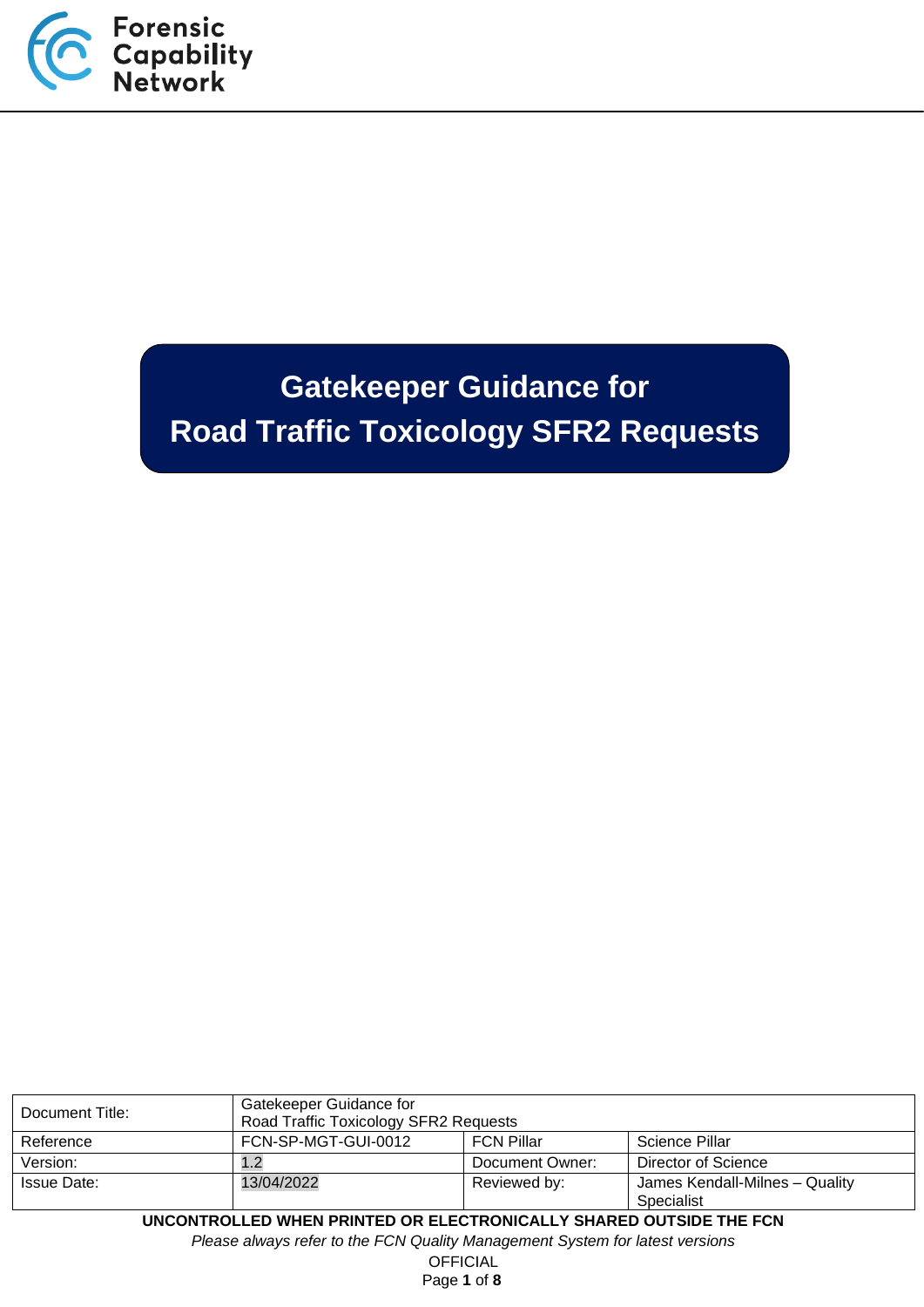Forensic Capability Network

# Gatekeeper Guidance for Road Traffic Toxicology SFR2 Requests

| Document Title: | Gatekeeper Guidance for Road Traffic Toxicology SFR2 Requests | | |
|---|---|---|---|
| Reference | FCN-SP-MGT-GUI-0012 | FCN Pillar | Science Pillar |
| Version: | 1.2 | Document Owner: | Director of Science |
| Issue Date: | 13/04/2022 | Reviewed by: | James Kendall-Milnes – Quality Specialist |

**UNCONTROLLED WHEN PRINTED OR ELECTRONICALLY SHARED OUTSIDE THE FCN**

*Please always refer to the FCN Quality Management System for latest versions*

OFFICIAL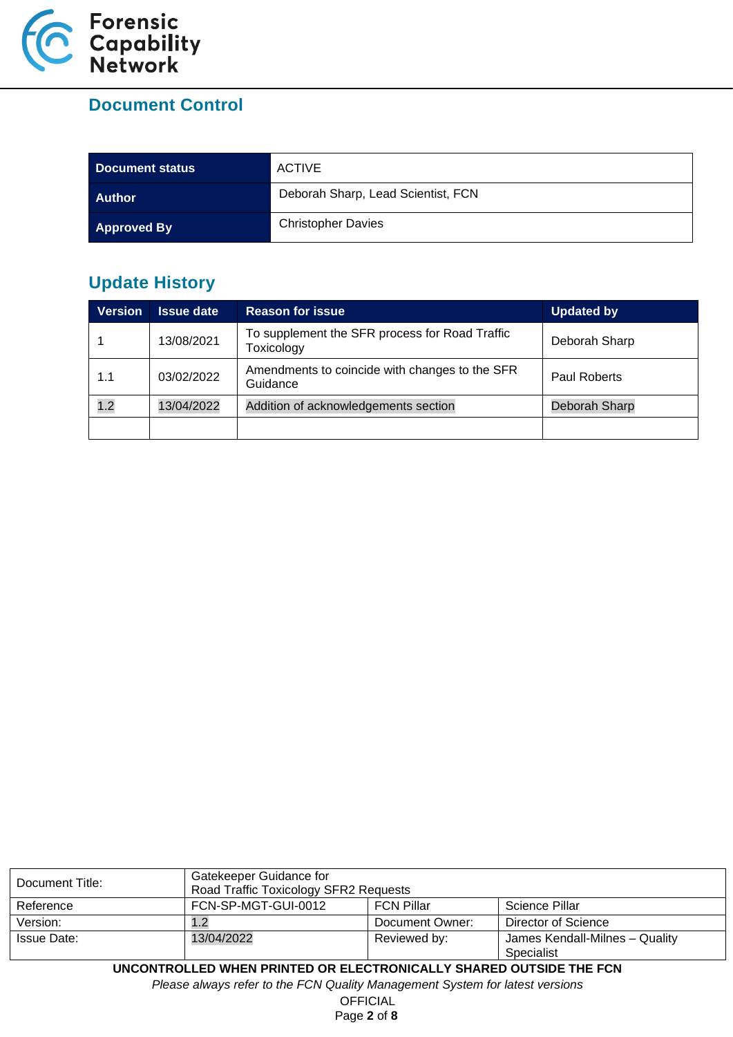## Document Control

| Document status | ACTIVE |
|---|---|
| Author | Deborah Sharp, Lead Scientist, FCN |
| Approved By | Christopher Davies |

## Update History

| Version | Issue date | Reason for issue | Updated by |
|---|---|---|---|
| 1 | 13/08/2021 | To supplement the SFR process for Road Traffic Toxicology | Deborah Sharp |
| 1.1 | 03/02/2022 | Amendments to coincide with changes to the SFR Guidance | Paul Roberts |
| 1.2 | 13/04/2022 | Addition of acknowledgements section | Deborah Sharp |
| | | | |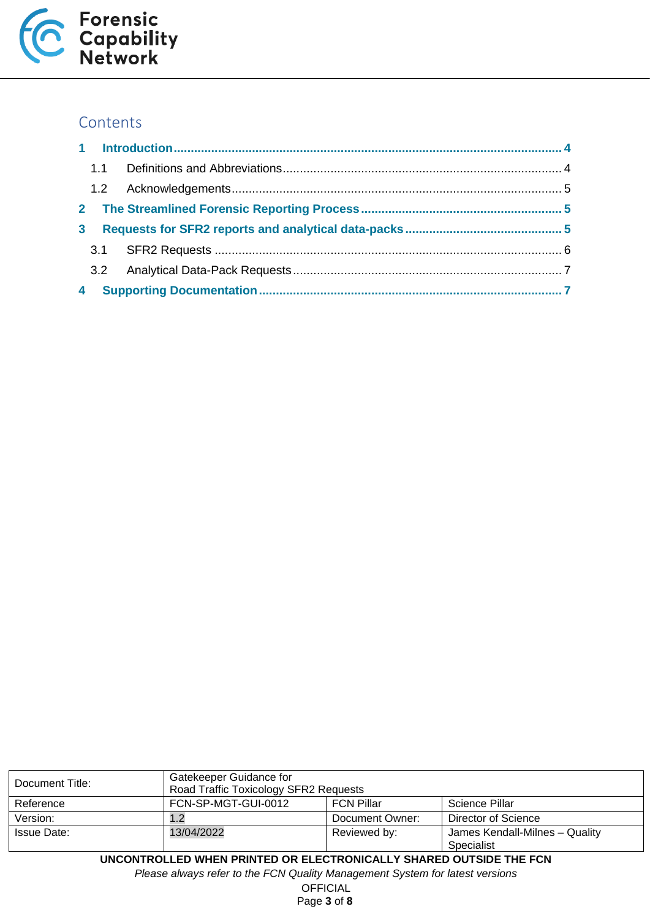## Contents

1 Introduction ........ 4
  1.1 Definitions and Abbreviations ........ 4
  1.2 Acknowledgements ........ 5
2 The Streamlined Forensic Reporting Process ........ 5
3 Requests for SFR2 reports and analytical data-packs ........ 5
  3.1 SFR2 Requests ........ 6
  3.2 Analytical Data-Pack Requests ........ 7
4 Supporting Documentation ........ 7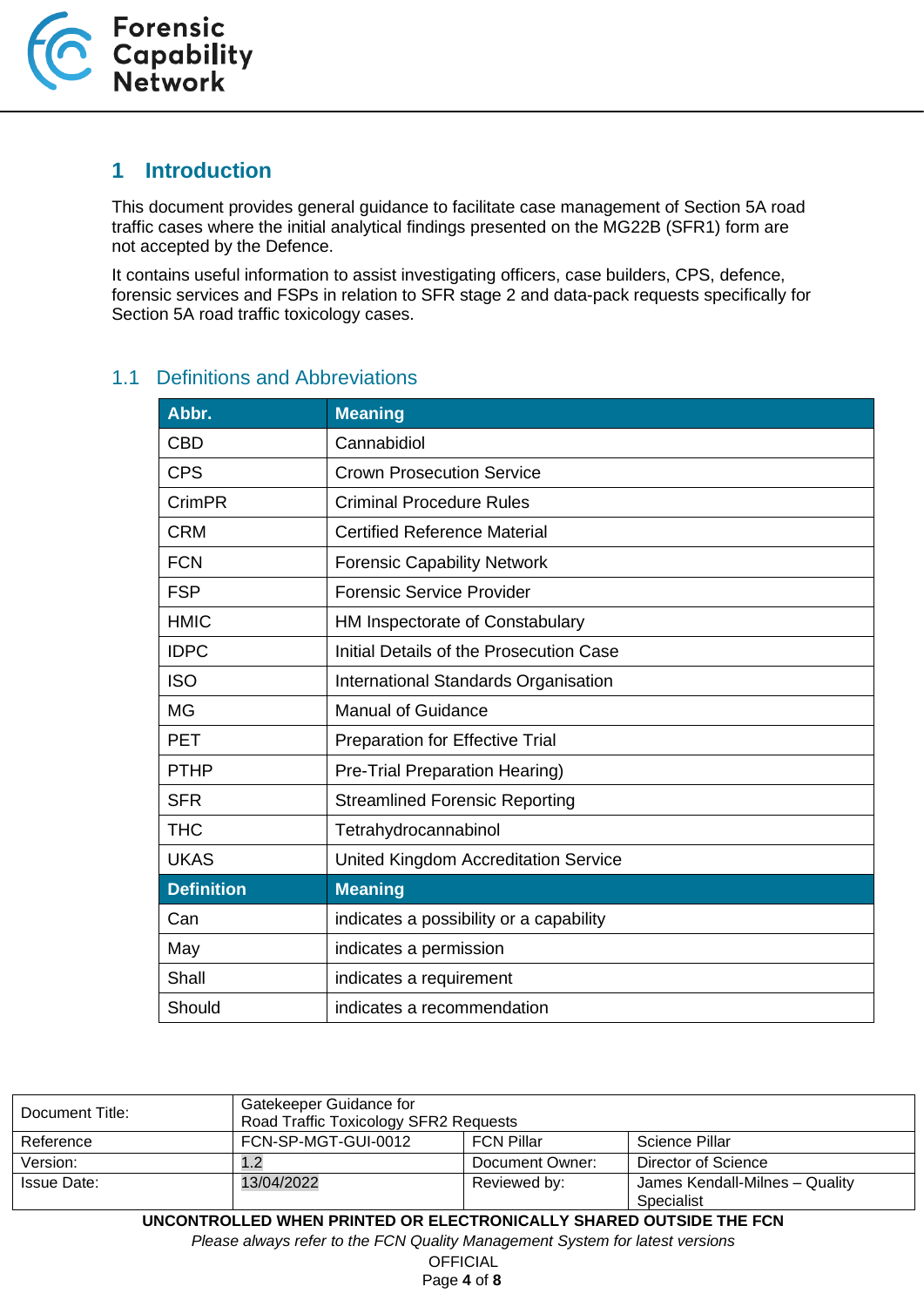# 1 Introduction

This document provides general guidance to facilitate case management of Section 5A road traffic cases where the initial analytical findings presented on the MG22B (SFR1) form are not accepted by the Defence.

It contains useful information to assist investigating officers, case builders, CPS, defence, forensic services and FSPs in relation to SFR stage 2 and data-pack requests specifically for Section 5A road traffic toxicology cases.

## 1.1 Definitions and Abbreviations

| Abbr. | Meaning |
|---|---|
| CBD | Cannabidiol |
| CPS | Crown Prosecution Service |
| CrimPR | Criminal Procedure Rules |
| CRM | Certified Reference Material |
| FCN | Forensic Capability Network |
| FSP | Forensic Service Provider |
| HMIC | HM Inspectorate of Constabulary |
| IDPC | Initial Details of the Prosecution Case |
| ISO | International Standards Organisation |
| MG | Manual of Guidance |
| PET | Preparation for Effective Trial |
| PTHP | Pre-Trial Preparation Hearing) |
| SFR | Streamlined Forensic Reporting |
| THC | Tetrahydrocannabinol |
| UKAS | United Kingdom Accreditation Service |
| **Definition** | **Meaning** |
| Can | indicates a possibility or a capability |
| May | indicates a permission |
| Shall | indicates a requirement |
| Should | indicates a recommendation |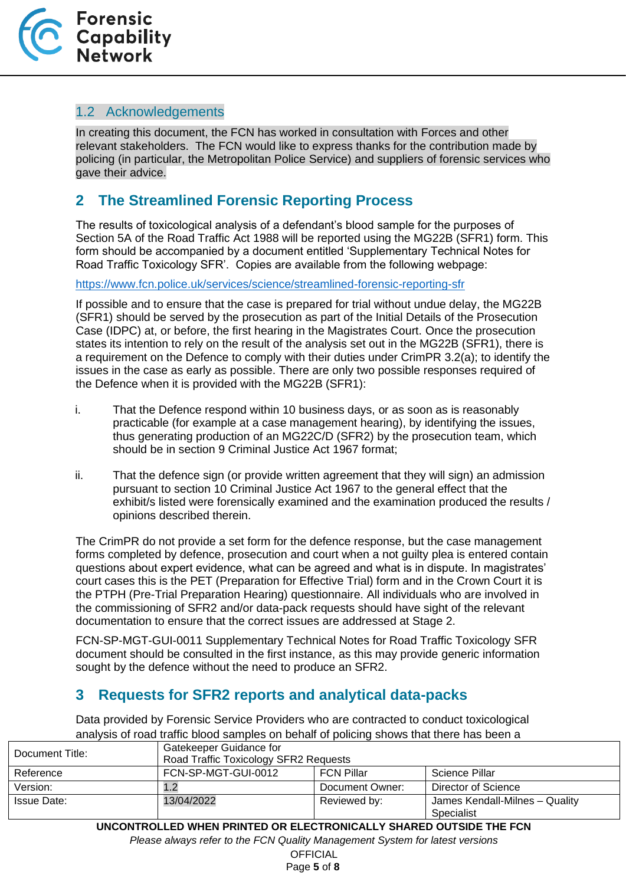## 1.2 Acknowledgements

In creating this document, the FCN has worked in consultation with Forces and other relevant stakeholders. The FCN would like to express thanks for the contribution made by policing (in particular, the Metropolitan Police Service) and suppliers of forensic services who gave their advice.

# 2 The Streamlined Forensic Reporting Process

The results of toxicological analysis of a defendant's blood sample for the purposes of Section 5A of the Road Traffic Act 1988 will be reported using the MG22B (SFR1) form. This form should be accompanied by a document entitled 'Supplementary Technical Notes for Road Traffic Toxicology SFR'. Copies are available from the following webpage:

https://www.fcn.police.uk/services/science/streamlined-forensic-reporting-sfr

If possible and to ensure that the case is prepared for trial without undue delay, the MG22B (SFR1) should be served by the prosecution as part of the Initial Details of the Prosecution Case (IDPC) at, or before, the first hearing in the Magistrates Court. Once the prosecution states its intention to rely on the result of the analysis set out in the MG22B (SFR1), there is a requirement on the Defence to comply with their duties under CrimPR 3.2(a); to identify the issues in the case as early as possible. There are only two possible responses required of the Defence when it is provided with the MG22B (SFR1):

i. That the Defence respond within 10 business days, or as soon as is reasonably practicable (for example at a case management hearing), by identifying the issues, thus generating production of an MG22C/D (SFR2) by the prosecution team, which should be in section 9 Criminal Justice Act 1967 format;

ii. That the defence sign (or provide written agreement that they will sign) an admission pursuant to section 10 Criminal Justice Act 1967 to the general effect that the exhibit/s listed were forensically examined and the examination produced the results / opinions described therein.

The CrimPR do not provide a set form for the defence response, but the case management forms completed by defence, prosecution and court when a not guilty plea is entered contain questions about expert evidence, what can be agreed and what is in dispute. In magistrates' court cases this is the PET (Preparation for Effective Trial) form and in the Crown Court it is the PTPH (Pre-Trial Preparation Hearing) questionnaire. All individuals who are involved in the commissioning of SFR2 and/or data-pack requests should have sight of the relevant documentation to ensure that the correct issues are addressed at Stage 2.

FCN-SP-MGT-GUI-0011 Supplementary Technical Notes for Road Traffic Toxicology SFR document should be consulted in the first instance, as this may provide generic information sought by the defence without the need to produce an SFR2.

# 3 Requests for SFR2 reports and analytical data-packs

Data provided by Forensic Service Providers who are contracted to conduct toxicological analysis of road traffic blood samples on behalf of policing shows that there has been a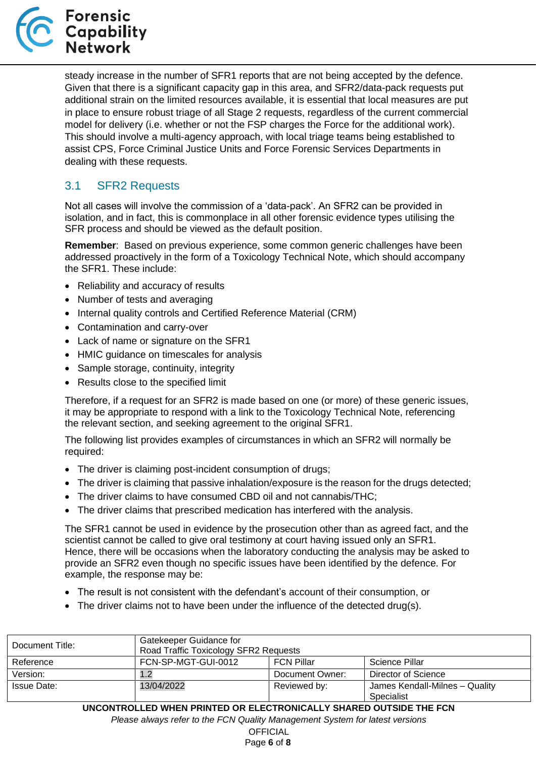steady increase in the number of SFR1 reports that are not being accepted by the defence. Given that there is a significant capacity gap in this area, and SFR2/data-pack requests put additional strain on the limited resources available, it is essential that local measures are put in place to ensure robust triage of all Stage 2 requests, regardless of the current commercial model for delivery (i.e. whether or not the FSP charges the Force for the additional work). This should involve a multi-agency approach, with local triage teams being established to assist CPS, Force Criminal Justice Units and Force Forensic Services Departments in dealing with these requests.

## 3.1 SFR2 Requests

Not all cases will involve the commission of a 'data-pack'. An SFR2 can be provided in isolation, and in fact, this is commonplace in all other forensic evidence types utilising the SFR process and should be viewed as the default position.

**Remember**: Based on previous experience, some common generic challenges have been addressed proactively in the form of a Toxicology Technical Note, which should accompany the SFR1. These include:

- Reliability and accuracy of results
- Number of tests and averaging
- Internal quality controls and Certified Reference Material (CRM)
- Contamination and carry-over
- Lack of name or signature on the SFR1
- HMIC guidance on timescales for analysis
- Sample storage, continuity, integrity
- Results close to the specified limit

Therefore, if a request for an SFR2 is made based on one (or more) of these generic issues, it may be appropriate to respond with a link to the Toxicology Technical Note, referencing the relevant section, and seeking agreement to the original SFR1.

The following list provides examples of circumstances in which an SFR2 will normally be required:

- The driver is claiming post-incident consumption of drugs;
- The driver is claiming that passive inhalation/exposure is the reason for the drugs detected;
- The driver claims to have consumed CBD oil and not cannabis/THC;
- The driver claims that prescribed medication has interfered with the analysis.

The SFR1 cannot be used in evidence by the prosecution other than as agreed fact, and the scientist cannot be called to give oral testimony at court having issued only an SFR1. Hence, there will be occasions when the laboratory conducting the analysis may be asked to provide an SFR2 even though no specific issues have been identified by the defence. For example, the response may be:

- The result is not consistent with the defendant's account of their consumption, or
- The driver claims not to have been under the influence of the detected drug(s).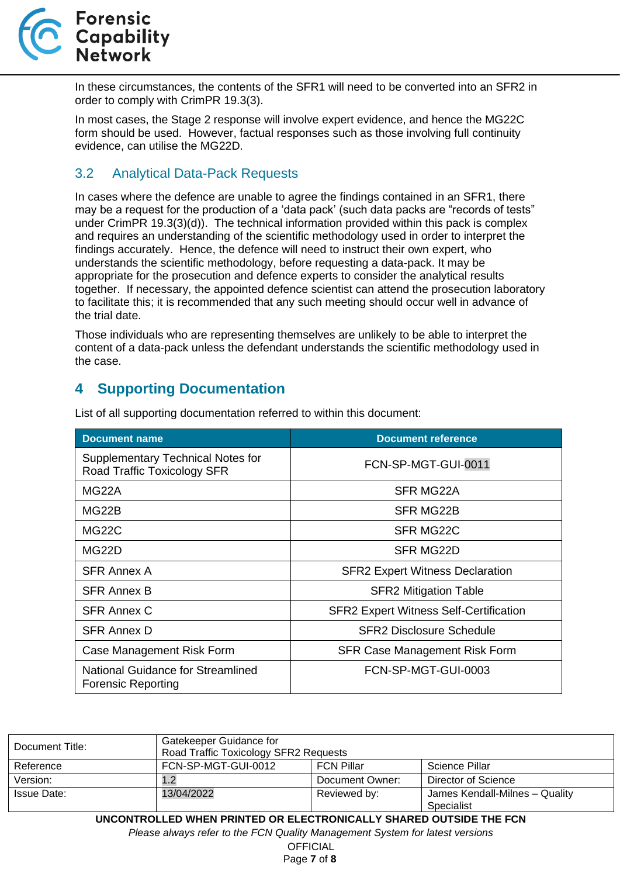In these circumstances, the contents of the SFR1 will need to be converted into an SFR2 in order to comply with CrimPR 19.3(3).

In most cases, the Stage 2 response will involve expert evidence, and hence the MG22C form should be used. However, factual responses such as those involving full continuity evidence, can utilise the MG22D.

## 3.2 Analytical Data-Pack Requests

In cases where the defence are unable to agree the findings contained in an SFR1, there may be a request for the production of a 'data pack' (such data packs are "records of tests" under CrimPR 19.3(3)(d)). The technical information provided within this pack is complex and requires an understanding of the scientific methodology used in order to interpret the findings accurately. Hence, the defence will need to instruct their own expert, who understands the scientific methodology, before requesting a data-pack. It may be appropriate for the prosecution and defence experts to consider the analytical results together. If necessary, the appointed defence scientist can attend the prosecution laboratory to facilitate this; it is recommended that any such meeting should occur well in advance of the trial date.

Those individuals who are representing themselves are unlikely to be able to interpret the content of a data-pack unless the defendant understands the scientific methodology used in the case.

# 4 Supporting Documentation

List of all supporting documentation referred to within this document:

| Document name | Document reference |
|---|---|
| Supplementary Technical Notes for Road Traffic Toxicology SFR | FCN-SP-MGT-GUI-0011 |
| MG22A | SFR MG22A |
| MG22B | SFR MG22B |
| MG22C | SFR MG22C |
| MG22D | SFR MG22D |
| SFR Annex A | SFR2 Expert Witness Declaration |
| SFR Annex B | SFR2 Mitigation Table |
| SFR Annex C | SFR2 Expert Witness Self-Certification |
| SFR Annex D | SFR2 Disclosure Schedule |
| Case Management Risk Form | SFR Case Management Risk Form |
| National Guidance for Streamlined Forensic Reporting | FCN-SP-MGT-GUI-0003 |